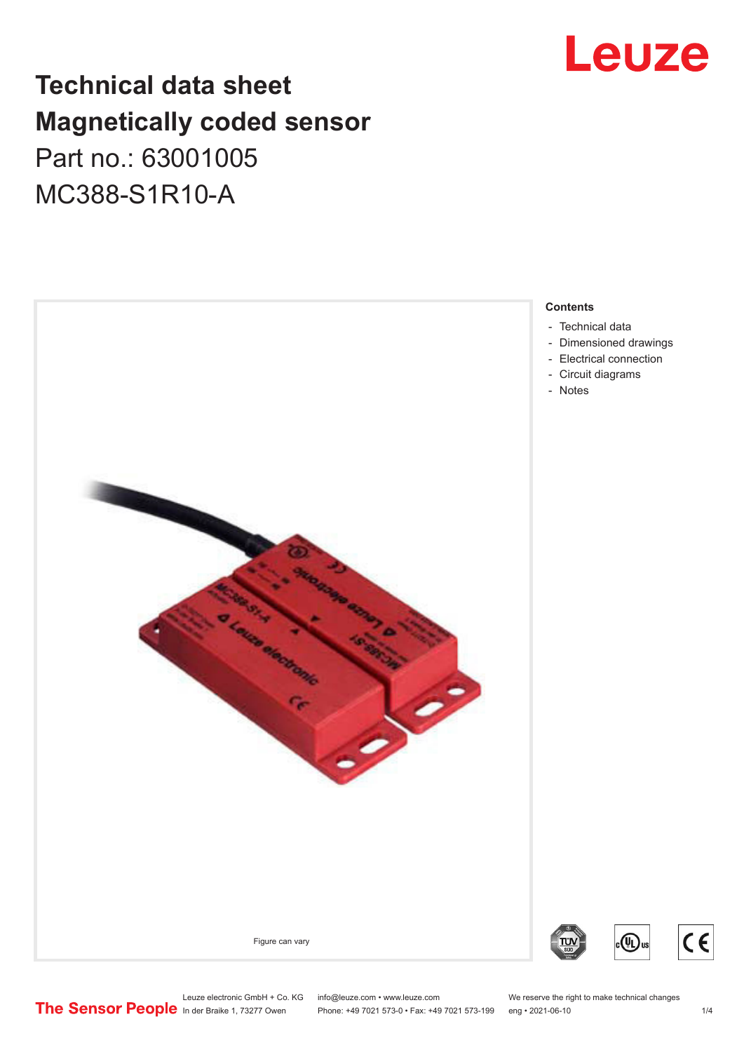# Technical data sheet
# Magnetically coded sensor

Part no.: 63001005

MC388-S1R10-A

Figure can vary

**Contents**

- Technical data
- Dimensioned drawings
- Electrical connection
- Circuit diagrams
- Notes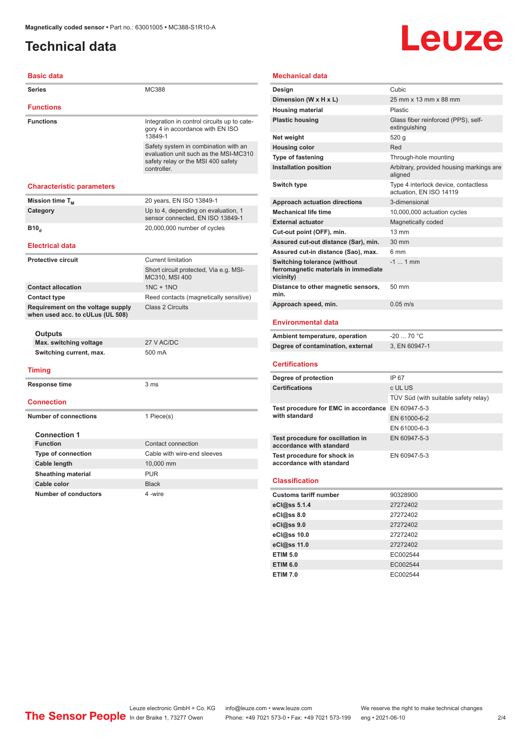Magnetically coded sensor • Part no.: 63001005 • MC388-S1R10-A

# Technical data

## Basic data

| | |
|---|---|
| Series | MC388 |

## Functions

| | |
|---|---|
| Functions | Integration in control circuits up to category 4 in accordance with EN ISO 13849-1 |
| | Safety system in combination with an evaluation unit such as the MSI-MC310 safety relay or the MSI 400 safety controller. |

## Characteristic parameters

| | |
|---|---|
| Mission time $T_M$ | 20 years, EN ISO 13849-1 |
| Category | Up to 4, depending on evaluation, 1 sensor connected, EN ISO 13849-1 |
| $B10_d$ | 20,000,000 number of cycles |

## Electrical data

| | |
|---|---|
| Protective circuit | Current limitation |
| | Short circuit protected, Via e.g. MSI-MC310, MSI 400 |
| Contact allocation | 1NC + 1NO |
| Contact type | Reed contacts (magnetically sensitive) |
| Requirement on the voltage supply when used acc. to cULus (UL 508) | Class 2 Circuits |

### Outputs

| | |
|---|---|
| Max. switching voltage | 27 V AC/DC |
| Switching current, max. | 500 mA |

## Timing

| | |
|---|---|
| Response time | 3 ms |

## Connection

| | |
|---|---|
| Number of connections | 1 Piece(s) |

### Connection 1

| | |
|---|---|
| Function | Contact connection |
| Type of connection | Cable with wire-end sleeves |
| Cable length | 10,000 mm |
| Sheathing material | PUR |
| Cable color | Black |
| Number of conductors | 4 -wire |

## Mechanical data

| | |
|---|---|
| Design | Cubic |
| Dimension (W x H x L) | 25 mm x 13 mm x 88 mm |
| Housing material | Plastic |
| Plastic housing | Glass fiber reinforced (PPS), self-extinguishing |
| Net weight | 520 g |
| Housing color | Red |
| Type of fastening | Through-hole mounting |
| Installation position | Arbitrary, provided housing markings are aligned |
| Switch type | Type 4 interlock device, contactless actuation, EN ISO 14119 |
| Approach actuation directions | 3-dimensional |
| Mechanical life time | 10,000,000 actuation cycles |
| External actuator | Magnetically coded |
| Cut-out point (OFF), min. | 13 mm |
| Assured cut-out distance (Sar), min. | 30 mm |
| Assured cut-in distance (Sao), max. | 6 mm |
| Switching tolerance (without ferromagnetic materials in immediate vicinity) | -1 ... 1 mm |
| Distance to other magnetic sensors, min. | 50 mm |
| Approach speed, min. | 0.05 m/s |

## Environmental data

| | |
|---|---|
| Ambient temperature, operation | -20 ... 70 °C |
| Degree of contamination, external | 3, EN 60947-1 |

## Certifications

| | |
|---|---|
| Degree of protection | IP 67 |
| Certifications | c UL US |
| | TÜV Süd (with suitable safety relay) |
| Test procedure for EMC in accordance with standard | EN 60947-5-3 |
| | EN 61000-6-2 |
| | EN 61000-6-3 |
| Test procedure for oscillation in accordance with standard | EN 60947-5-3 |
| Test procedure for shock in accordance with standard | EN 60947-5-3 |

## Classification

| | |
|---|---|
| Customs tariff number | 90328900 |
| eCl@ss 5.1.4 | 27272402 |
| eCl@ss 8.0 | 27272402 |
| eCl@ss 9.0 | 27272402 |
| eCl@ss 10.0 | 27272402 |
| eCl@ss 11.0 | 27272402 |
| ETIM 5.0 | EC002544 |
| ETIM 6.0 | EC002544 |
| ETIM 7.0 | EC002544 |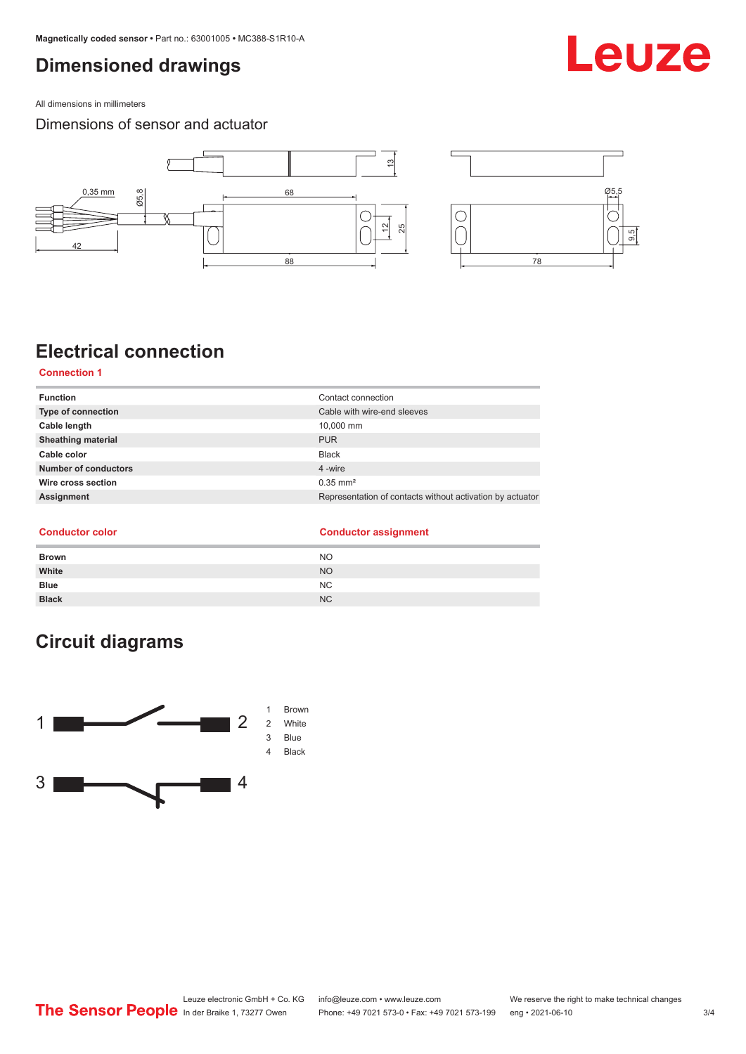# Dimensioned drawings

All dimensions in millimeters

Dimensions of sensor and actuator

# Electrical connection

**Connection 1**

| | |
|---|---|
| **Function** | Contact connection |
| **Type of connection** | Cable with wire-end sleeves |
| **Cable length** | 10,000 mm |
| **Sheathing material** | PUR |
| **Cable color** | Black |
| **Number of conductors** | 4 -wire |
| **Wire cross section** | 0.35 mm² |
| **Assignment** | Representation of contacts without activation by actuator |

| Conductor color | Conductor assignment |
|---|---|
| **Brown** | NO |
| **White** | NO |
| **Blue** | NC |
| **Black** | NC |

# Circuit diagrams

1 Brown
2 White
3 Blue
4 Black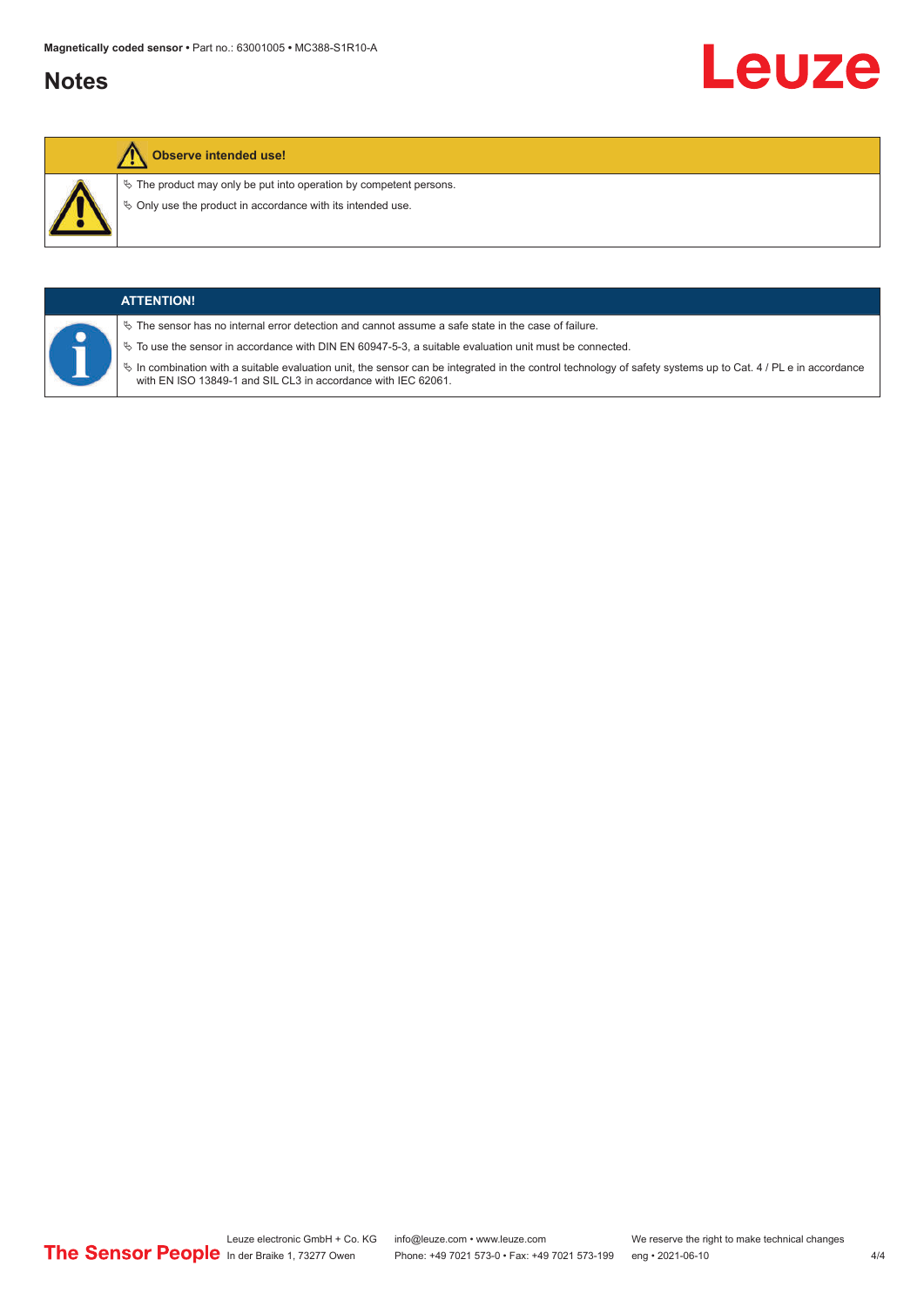# Notes

**Observe intended use!**

- ✎ The product may only be put into operation by competent persons.
- ✎ Only use the product in accordance with its intended use.

**ATTENTION!**

- ✎ The sensor has no internal error detection and cannot assume a safe state in the case of failure.
- ✎ To use the sensor in accordance with DIN EN 60947-5-3, a suitable evaluation unit must be connected.
- ✎ In combination with a suitable evaluation unit, the sensor can be integrated in the control technology of safety systems up to Cat. 4 / PL e in accordance with EN ISO 13849-1 and SIL CL3 in accordance with IEC 62061.